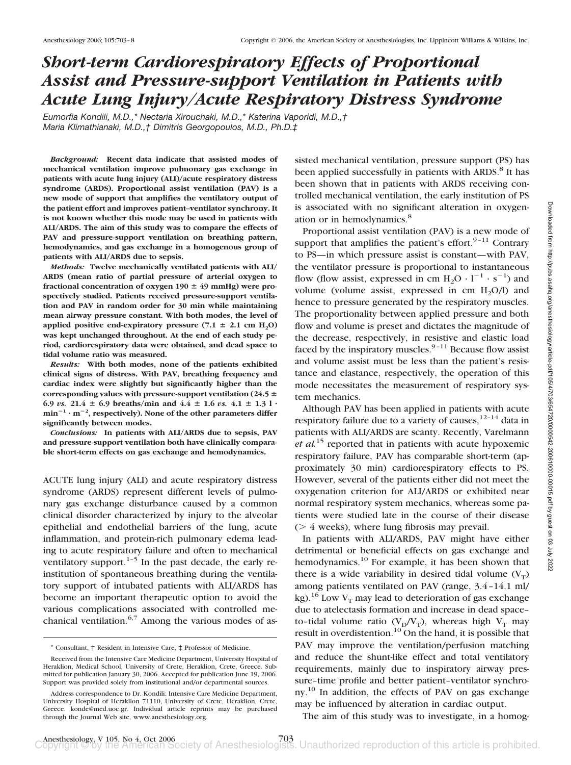# *Short-term Cardiorespiratory Effects of Proportional Assist and Pressure-support Ventilation in Patients with Acute Lung Injury/Acute Respiratory Distress Syndrome*

*Eumorfia Kondili, M.D.,\* Nectaria Xirouchaki, M.D.,\* Katerina Vaporidi, M.D.,† Maria Klimathianaki, M.D.,† Dimitris Georgopoulos, M.D., Ph.D.‡*

***Background:*** **Recent data indicate that assisted modes of mechanical ventilation improve pulmonary gas exchange in patients with acute lung injury (ALI)/acute respiratory distress syndrome (ARDS). Proportional assist ventilation (PAV) is a new mode of support that amplifies the ventilatory output of the patient effort and improves patient–ventilator synchrony. It is not known whether this mode may be used in patients with ALI/ARDS. The aim of this study was to compare the effects of PAV and pressure-support ventilation on breathing pattern, hemodynamics, and gas exchange in a homogenous group of patients with ALI/ARDS due to sepsis.**

***Methods:*** **Twelve mechanically ventilated patients with ALI/ARDS (mean ratio of partial pressure of arterial oxygen to fractional concentration of oxygen 190 ± 49 mmHg) were prospectively studied. Patients received pressure-support ventilation and PAV in random order for 30 min while maintaining mean airway pressure constant. With both modes, the level of applied positive end-expiratory pressure (7.1 ± 2.1 cm $H_2O$) was kept unchanged throughout. At the end of each study period, cardiorespiratory data were obtained, and dead space to tidal volume ratio was measured.**

***Results:*** **With both modes, none of the patients exhibited clinical signs of distress. With PAV, breathing frequency and cardiac index were slightly but significantly higher than the corresponding values with pressure-support ventilation (24.5 ± 6.9 *vs.* 21.4 ± 6.9 breaths/min and 4.4 ± 1.6 *vs.* 4.1 ± 1.3 $l \cdot min^{-1} \cdot m^{-2}$, respectively). None of the other parameters differ significantly between modes.**

***Conclusions:*** **In patients with ALI/ARDS due to sepsis, PAV and pressure-support ventilation both have clinically comparable short-term effects on gas exchange and hemodynamics.**

ACUTE lung injury (ALI) and acute respiratory distress syndrome (ARDS) represent different levels of pulmonary gas exchange disturbance caused by a common clinical disorder characterized by injury to the alveolar epithelial and endothelial barriers of the lung, acute inflammation, and protein-rich pulmonary edema leading to acute respiratory failure and often to mechanical ventilatory support.[1–5] In the past decade, the early reinstitution of spontaneous breathing during the ventilatory support of intubated patients with ALI/ARDS has become an important therapeutic option to avoid the various complications associated with controlled mechanical ventilation.[6,7] Among the various modes of assisted mechanical ventilation, pressure support (PS) has been applied successfully in patients with ARDS.[8] It has been shown that in patients with ARDS receiving controlled mechanical ventilation, the early institution of PS is associated with no significant alteration in oxygenation or in hemodynamics.[8]

Proportional assist ventilation (PAV) is a new mode of support that amplifies the patient's effort.[9–11] Contrary to PS—in which pressure assist is constant—with PAV, the ventilator pressure is proportional to instantaneous flow (flow assist, expressed in cm $H_2O \cdot l^{-1} \cdot s^{-1}$) and volume (volume assist, expressed in cm $H_2O$/l) and hence to pressure generated by the respiratory muscles. The proportionality between applied pressure and both flow and volume is preset and dictates the magnitude of the decrease, respectively, in resistive and elastic load faced by the inspiratory muscles.[9–11] Because flow assist and volume assist must be less than the patient's resistance and elastance, respectively, the operation of this mode necessitates the measurement of respiratory system mechanics.

Although PAV has been applied in patients with acute respiratory failure due to a variety of causes,[12–14] data in patients with ALI/ARDS are scanty. Recently, Varelmann *et al.*[15] reported that in patients with acute hypoxemic respiratory failure, PAV has comparable short-term (approximately 30 min) cardiorespiratory effects to PS. However, several of the patients either did not meet the oxygenation criterion for ALI/ARDS or exhibited near normal respiratory system mechanics, whereas some patients were studied late in the course of their disease (> 4 weeks), where lung fibrosis may prevail.

In patients with ALI/ARDS, PAV might have either detrimental or beneficial effects on gas exchange and hemodynamics.[10] For example, it has been shown that there is a wide variability in desired tidal volume ($V_T$) among patients ventilated on PAV (range, 3.4–14.1 ml/kg).[16] Low $V_T$ may lead to deterioration of gas exchange due to atelectasis formation and increase in dead space–to–tidal volume ratio ($V_D/V_T$), whereas high $V_T$ may result in overdistention.[10] On the hand, it is possible that PAV may improve the ventilation/perfusion matching and reduce the shunt-like effect and total ventilatory requirements, mainly due to inspiratory airway pressure–time profile and better patient–ventilator synchrony.[10] In addition, the effects of PAV on gas exchange may be influenced by alteration in cardiac output.

The aim of this study was to investigate, in a homog-

\* Consultant, † Resident in Intensive Care, ‡ Professor of Medicine.

Received from the Intensive Care Medicine Department, University Hospital of Heraklion, Medical School, University of Crete, Heraklion, Crete, Greece. Submitted for publication January 30, 2006. Accepted for publication June 19, 2006. Support was provided solely from institutional and/or departmental sources.

Address correspondence to Dr. Kondili: Intensive Care Medicine Department, University Hospital of Heraklion 71110, University of Crete, Heraklion, Crete, Greece. konde@med.uoc.gr. Individual article reprints may be purchased through the Journal Web site, www.anesthesiology.org.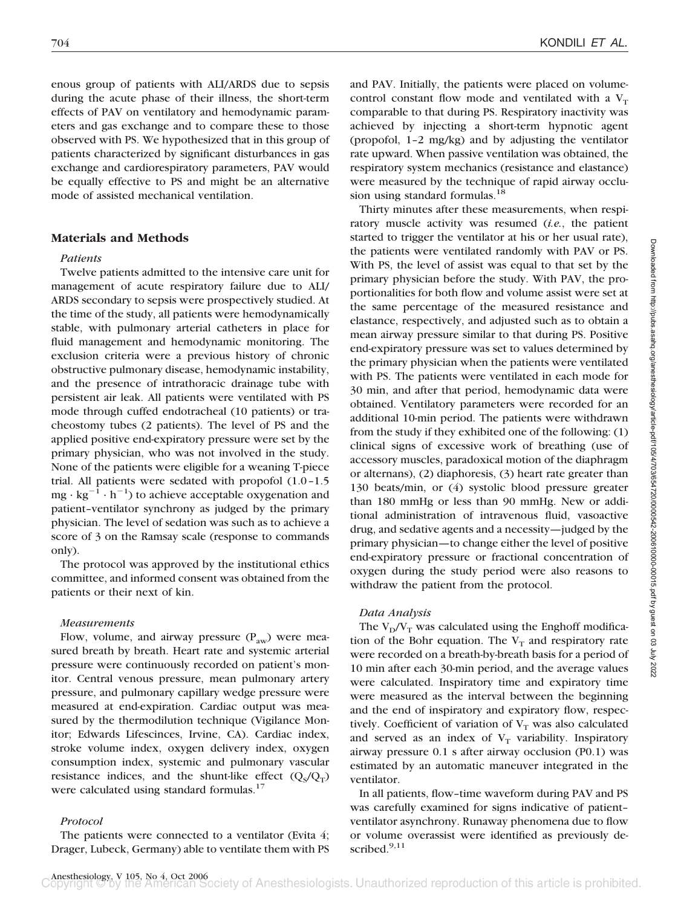enous group of patients with ALI/ARDS due to sepsis during the acute phase of their illness, the short-term effects of PAV on ventilatory and hemodynamic parameters and gas exchange and to compare these to those observed with PS. We hypothesized that in this group of patients characterized by significant disturbances in gas exchange and cardiorespiratory parameters, PAV would be equally effective to PS and might be an alternative mode of assisted mechanical ventilation.

## Materials and Methods

### *Patients*

Twelve patients admitted to the intensive care unit for management of acute respiratory failure due to ALI/ARDS secondary to sepsis were prospectively studied. At the time of the study, all patients were hemodynamically stable, with pulmonary arterial catheters in place for fluid management and hemodynamic monitoring. The exclusion criteria were a previous history of chronic obstructive pulmonary disease, hemodynamic instability, and the presence of intrathoracic drainage tube with persistent air leak. All patients were ventilated with PS mode through cuffed endotracheal (10 patients) or tracheostomy tubes (2 patients). The level of PS and the applied positive end-expiratory pressure were set by the primary physician, who was not involved in the study. None of the patients were eligible for a weaning T-piece trial. All patients were sedated with propofol (1.0–1.5 $mg \cdot kg^{-1} \cdot h^{-1}$) to achieve acceptable oxygenation and patient–ventilator synchrony as judged by the primary physician. The level of sedation was such as to achieve a score of 3 on the Ramsay scale (response to commands only).

The protocol was approved by the institutional ethics committee, and informed consent was obtained from the patients or their next of kin.

### *Measurements*

Flow, volume, and airway pressure ($P_{aw}$) were measured breath by breath. Heart rate and systemic arterial pressure were continuously recorded on patient's monitor. Central venous pressure, mean pulmonary artery pressure, and pulmonary capillary wedge pressure were measured at end-expiration. Cardiac output was measured by the thermodilution technique (Vigilance Monitor; Edwards Lifescinces, Irvine, CA). Cardiac index, stroke volume index, oxygen delivery index, oxygen consumption index, systemic and pulmonary vascular resistance indices, and the shunt-like effect ($Q_S/Q_T$) were calculated using standard formulas.[17]

### *Protocol*

The patients were connected to a ventilator (Evita 4; Drager, Lubeck, Germany) able to ventilate them with PS and PAV. Initially, the patients were placed on volume-control constant flow mode and ventilated with a $V_T$ comparable to that during PS. Respiratory inactivity was achieved by injecting a short-term hypnotic agent (propofol, 1–2 mg/kg) and by adjusting the ventilator rate upward. When passive ventilation was obtained, the respiratory system mechanics (resistance and elastance) were measured by the technique of rapid airway occlusion using standard formulas.[18]

Thirty minutes after these measurements, when respiratory muscle activity was resumed (*i.e.*, the patient started to trigger the ventilator at his or her usual rate), the patients were ventilated randomly with PAV or PS. With PS, the level of assist was equal to that set by the primary physician before the study. With PAV, the proportionalities for both flow and volume assist were set at the same percentage of the measured resistance and elastance, respectively, and adjusted such as to obtain a mean airway pressure similar to that during PS. Positive end-expiratory pressure was set to values determined by the primary physician when the patients were ventilated with PS. The patients were ventilated in each mode for 30 min, and after that period, hemodynamic data were obtained. Ventilatory parameters were recorded for an additional 10-min period. The patients were withdrawn from the study if they exhibited one of the following: (1) clinical signs of excessive work of breathing (use of accessory muscles, paradoxical motion of the diaphragm or alternans), (2) diaphoresis, (3) heart rate greater than 130 beats/min, or (4) systolic blood pressure greater than 180 mmHg or less than 90 mmHg. New or additional administration of intravenous fluid, vasoactive drug, and sedative agents and a necessity—judged by the primary physician—to change either the level of positive end-expiratory pressure or fractional concentration of oxygen during the study period were also reasons to withdraw the patient from the protocol.

### *Data Analysis*

The $V_D/V_T$ was calculated using the Enghoff modification of the Bohr equation. The $V_T$ and respiratory rate were recorded on a breath-by-breath basis for a period of 10 min after each 30-min period, and the average values were calculated. Inspiratory time and expiratory time were measured as the interval between the beginning and the end of inspiratory and expiratory flow, respectively. Coefficient of variation of $V_T$ was also calculated and served as an index of $V_T$ variability. Inspiratory airway pressure 0.1 s after airway occlusion (P0.1) was estimated by an automatic maneuver integrated in the ventilator.

In all patients, flow–time waveform during PAV and PS was carefully examined for signs indicative of patient–ventilator asynchrony. Runaway phenomena due to flow or volume overassist were identified as previously described.[9,11]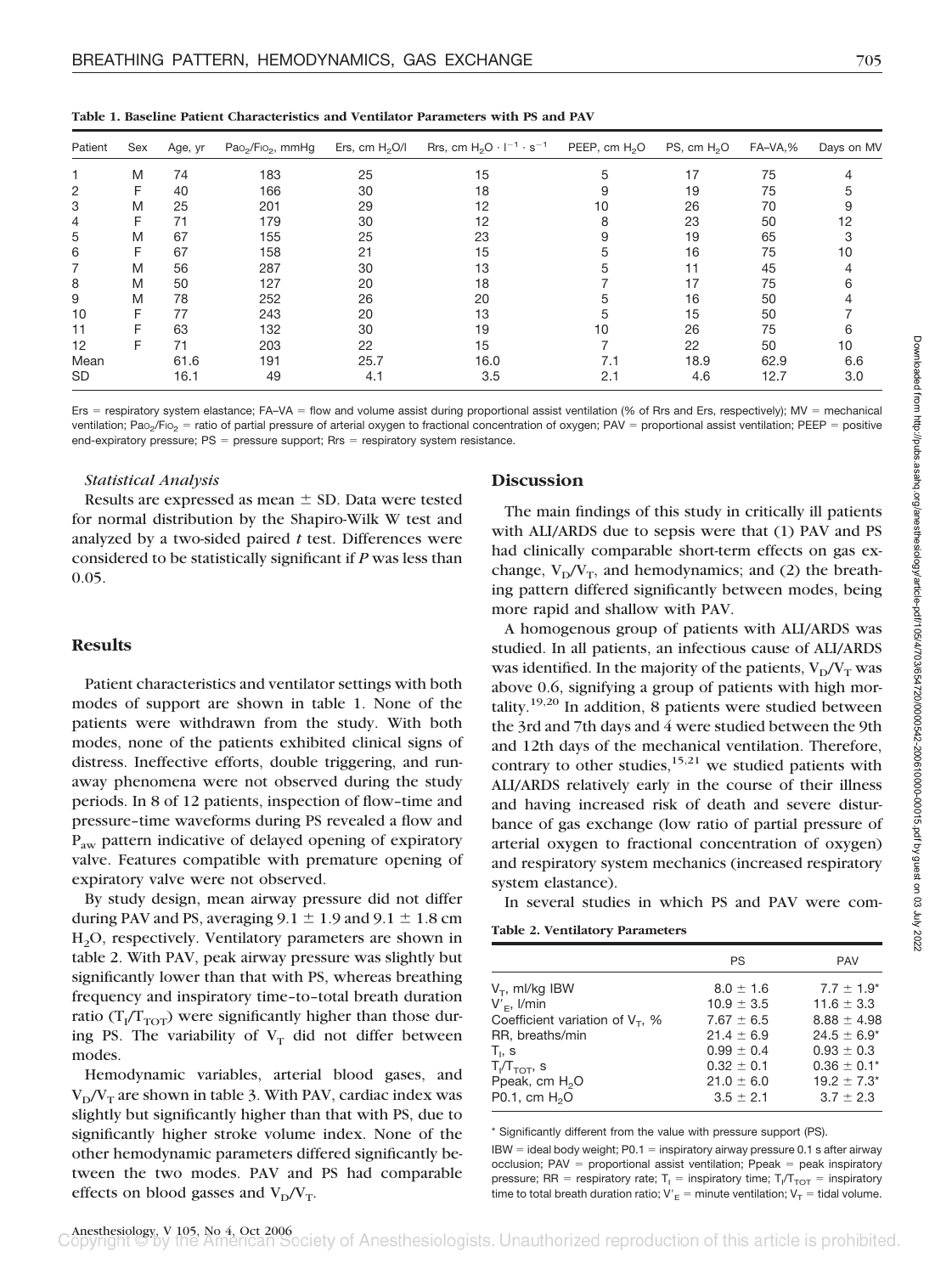**Table 1. Baseline Patient Characteristics and Ventilator Parameters with PS and PAV**

| Patient | Sex | Age, yr | $Pa_{O_2}/F_{IO_2}$, mmHg | Ers, cm $H_2O$/l | Rrs, cm $H_2O \cdot l^{-1} \cdot s^{-1}$ | PEEP, cm $H_2O$ | PS, cm $H_2O$ | FA–VA,% | Days on MV |
|---|---|---|---|---|---|---|---|---|---|
| 1 | M | 74 | 183 | 25 | 15 | 5 | 17 | 75 | 4 |
| 2 | F | 40 | 166 | 30 | 18 | 9 | 19 | 75 | 5 |
| 3 | M | 25 | 201 | 29 | 12 | 10 | 26 | 70 | 9 |
| 4 | F | 71 | 179 | 30 | 12 | 8 | 23 | 50 | 12 |
| 5 | M | 67 | 155 | 25 | 23 | 9 | 19 | 65 | 3 |
| 6 | F | 67 | 158 | 21 | 15 | 5 | 16 | 75 | 10 |
| 7 | M | 56 | 287 | 30 | 13 | 5 | 11 | 45 | 4 |
| 8 | M | 50 | 127 | 20 | 18 | 7 | 17 | 75 | 6 |
| 9 | M | 78 | 252 | 26 | 20 | 5 | 16 | 50 | 4 |
| 10 | F | 77 | 243 | 20 | 13 | 5 | 15 | 50 | 7 |
| 11 | F | 63 | 132 | 30 | 19 | 10 | 26 | 75 | 6 |
| 12 | F | 71 | 203 | 22 | 15 | 7 | 22 | 50 | 10 |
| Mean | | 61.6 | 191 | 25.7 | 16.0 | 7.1 | 18.9 | 62.9 | 6.6 |
| SD | | 16.1 | 49 | 4.1 | 3.5 | 2.1 | 4.6 | 12.7 | 3.0 |

Ers = respiratory system elastance; FA–VA = flow and volume assist during proportional assist ventilation (% of Rrs and Ers, respectively); MV = mechanical ventilation; $Pa_{O_2}/F_{IO_2}$ = ratio of partial pressure of arterial oxygen to fractional concentration of oxygen; PAV = proportional assist ventilation; PEEP = positive end-expiratory pressure; PS = pressure support; Rrs = respiratory system resistance.

### *Statistical Analysis*

Results are expressed as mean ± SD. Data were tested for normal distribution by the Shapiro-Wilk W test and analyzed by a two-sided paired *t* test. Differences were considered to be statistically significant if *P* was less than 0.05.

## Results

Patient characteristics and ventilator settings with both modes of support are shown in table 1. None of the patients were withdrawn from the study. With both modes, none of the patients exhibited clinical signs of distress. Ineffective efforts, double triggering, and runaway phenomena were not observed during the study periods. In 8 of 12 patients, inspection of flow–time and pressure–time waveforms during PS revealed a flow and $P_{aw}$ pattern indicative of delayed opening of expiratory valve. Features compatible with premature opening of expiratory valve were not observed.

By study design, mean airway pressure did not differ during PAV and PS, averaging 9.1 ± 1.9 and 9.1 ± 1.8 cm $H_2O$, respectively. Ventilatory parameters are shown in table 2. With PAV, peak airway pressure was slightly but significantly lower than that with PS, whereas breathing frequency and inspiratory time–to–total breath duration ratio ($T_I/T_{TOT}$) were significantly higher than those during PS. The variability of $V_T$ did not differ between modes.

Hemodynamic variables, arterial blood gases, and $V_D/V_T$ are shown in table 3. With PAV, cardiac index was slightly but significantly higher than that with PS, due to significantly higher stroke volume index. None of the other hemodynamic parameters differed significantly between the two modes. PAV and PS had comparable effects on blood gasses and $V_D/V_T$.

## Discussion

The main findings of this study in critically ill patients with ALI/ARDS due to sepsis were that (1) PAV and PS had clinically comparable short-term effects on gas exchange, $V_D/V_T$, and hemodynamics; and (2) the breathing pattern differed significantly between modes, being more rapid and shallow with PAV.

A homogenous group of patients with ALI/ARDS was studied. In all patients, an infectious cause of ALI/ARDS was identified. In the majority of the patients, $V_D/V_T$ was above 0.6, signifying a group of patients with high mortality.[19,20] In addition, 8 patients were studied between the 3rd and 7th days and 4 were studied between the 9th and 12th days of the mechanical ventilation. Therefore, contrary to other studies,[15,21] we studied patients with ALI/ARDS relatively early in the course of their illness and having increased risk of death and severe disturbance of gas exchange (low ratio of partial pressure of arterial oxygen to fractional concentration of oxygen) and respiratory system mechanics (increased respiratory system elastance).

In several studies in which PS and PAV were com-

**Table 2. Ventilatory Parameters**

| | PS | PAV |
|---|---|---|
| $V_T$, ml/kg IBW | 8.0 ± 1.6 | 7.7 ± 1.9* |
| $V'_E$, l/min | 10.9 ± 3.5 | 11.6 ± 3.3 |
| Coefficient variation of $V_T$, % | 7.67 ± 6.5 | 8.88 ± 4.98 |
| RR, breaths/min | 21.4 ± 6.9 | 24.5 ± 6.9* |
| $T_I$, s | 0.99 ± 0.4 | 0.93 ± 0.3 |
| $T_I/T_{TOT}$, s | 0.32 ± 0.1 | 0.36 ± 0.1* |
| Ppeak, cm $H_2O$ | 21.0 ± 6.0 | 19.2 ± 7.3* |
| P0.1, cm $H_2O$ | 3.5 ± 2.1 | 3.7 ± 2.3 |

\* Significantly different from the value with pressure support (PS).

IBW = ideal body weight; P0.1 = inspiratory airway pressure 0.1 s after airway occlusion; PAV = proportional assist ventilation; Ppeak = peak inspiratory pressure; RR = respiratory rate; $T_I$ = inspiratory time; $T_I/T_{TOT}$ = inspiratory time to total breath duration ratio; $V'_E$ = minute ventilation; $V_T$ = tidal volume.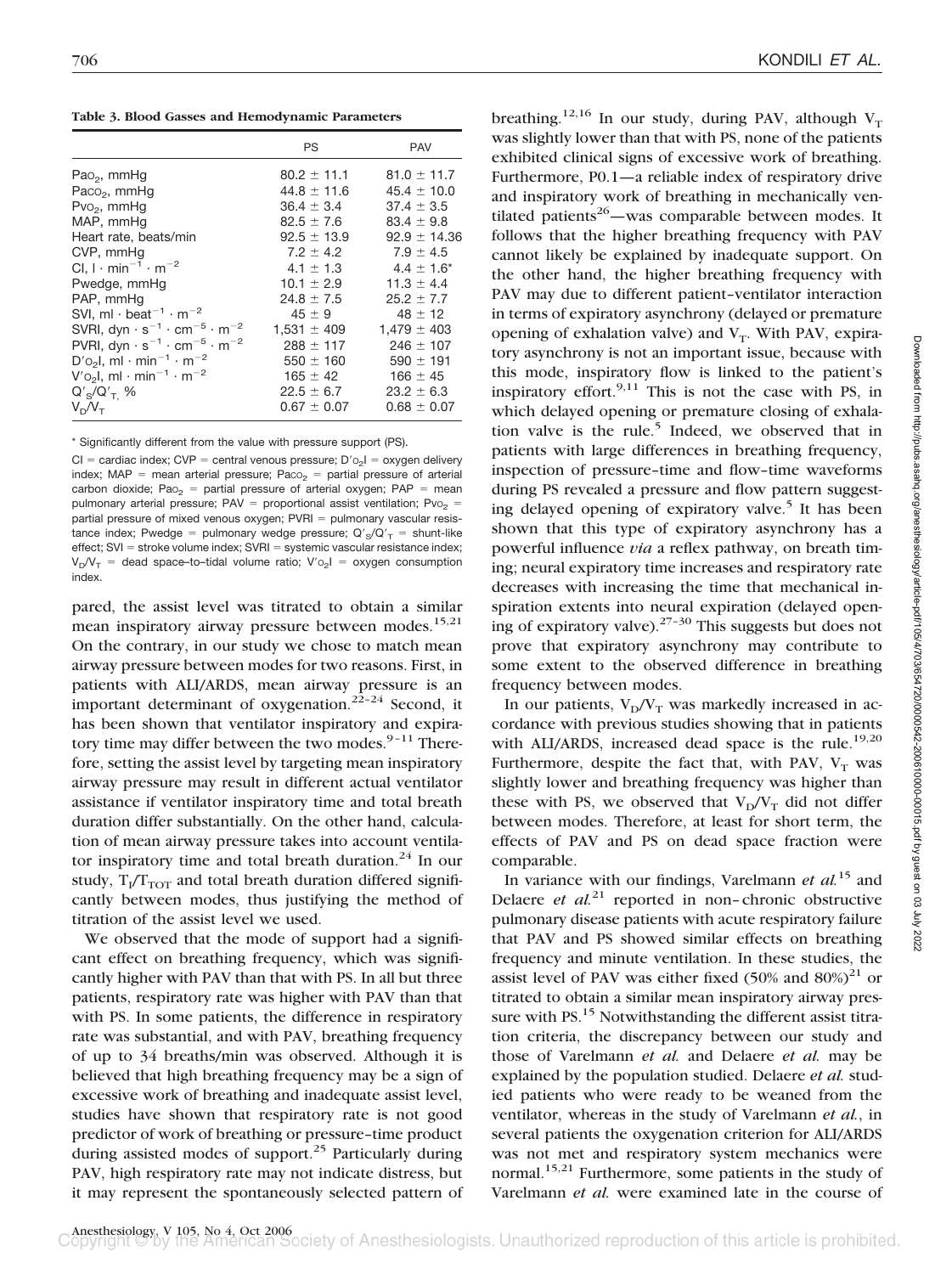**Table 3. Blood Gasses and Hemodynamic Parameters**

| | PS | PAV |
|---|---|---|
| $Pa_{O_2}$, mmHg | 80.2 ± 11.1 | 81.0 ± 11.7 |
| $Pa_{CO_2}$, mmHg | 44.8 ± 11.6 | 45.4 ± 10.0 |
| $Pv_{O_2}$, mmHg | 36.4 ± 3.4 | 37.4 ± 3.5 |
| MAP, mmHg | 82.5 ± 7.6 | 83.4 ± 9.8 |
| Heart rate, beats/min | 92.5 ± 13.9 | 92.9 ± 14.36 |
| CVP, mmHg | 7.2 ± 4.2 | 7.9 ± 4.5 |
| CI, $l \cdot min^{-1} \cdot m^{-2}$ | 4.1 ± 1.3 | 4.4 ± 1.6* |
| Pwedge, mmHg | 10.1 ± 2.9 | 11.3 ± 4.4 |
| PAP, mmHg | 24.8 ± 7.5 | 25.2 ± 7.7 |
| SVI, $ml \cdot beat^{-1} \cdot m^{-2}$ | 45 ± 9 | 48 ± 12 |
| SVRI, $dyn \cdot s^{-1} \cdot cm^{-5} \cdot m^{-2}$ | 1,531 ± 409 | 1,479 ± 403 |
| PVRI, $dyn \cdot s^{-1} \cdot cm^{-5} \cdot m^{-2}$ | 288 ± 117 | 246 ± 107 |
| $D'o_2I$, $ml \cdot min^{-1} \cdot m^{-2}$ | 550 ± 160 | 590 ± 191 |
| $V'o_2I$, $ml \cdot min^{-1} \cdot m^{-2}$ | 165 ± 42 | 166 ± 45 |
| $Q'_S/Q'_T$, % | 22.5 ± 6.7 | 23.2 ± 6.3 |
| $V_D/V_T$ | 0.67 ± 0.07 | 0.68 ± 0.07 |

\* Significantly different from the value with pressure support (PS).

CI = cardiac index; CVP = central venous pressure; $D'o_2I$ = oxygen delivery index; MAP = mean arterial pressure; $Pa_{CO_2}$ = partial pressure of arterial carbon dioxide; $Pa_{O_2}$ = partial pressure of arterial oxygen; PAP = mean pulmonary arterial pressure; PAV = proportional assist ventilation; $Pv_{O_2}$ = partial pressure of mixed venous oxygen; PVRI = pulmonary vascular resistance index; Pwedge = pulmonary wedge pressure; $Q'_S/Q'_T$ = shunt-like effect; SVI = stroke volume index; SVRI = systemic vascular resistance index; $V_D/V_T$ = dead space–to–tidal volume ratio; $V'o_2I$ = oxygen consumption index.

pared, the assist level was titrated to obtain a similar mean inspiratory airway pressure between modes.[15,21] On the contrary, in our study we chose to match mean airway pressure between modes for two reasons. First, in patients with ALI/ARDS, mean airway pressure is an important determinant of oxygenation.[22–24] Second, it has been shown that ventilator inspiratory and expiratory time may differ between the two modes.[9–11] Therefore, setting the assist level by targeting mean inspiratory airway pressure may result in different actual ventilator assistance if ventilator inspiratory time and total breath duration differ substantially. On the other hand, calculation of mean airway pressure takes into account ventilator inspiratory time and total breath duration.[24] In our study, $T_I/T_{TOT}$ and total breath duration differed significantly between modes, thus justifying the method of titration of the assist level we used.

We observed that the mode of support had a significant effect on breathing frequency, which was significantly higher with PAV than that with PS. In all but three patients, respiratory rate was higher with PAV than that with PS. In some patients, the difference in respiratory rate was substantial, and with PAV, breathing frequency of up to 34 breaths/min was observed. Although it is believed that high breathing frequency may be a sign of excessive work of breathing and inadequate assist level, studies have shown that respiratory rate is not good predictor of work of breathing or pressure–time product during assisted modes of support.[25] Particularly during PAV, high respiratory rate may not indicate distress, but it may represent the spontaneously selected pattern of breathing.[12,16] In our study, during PAV, although $V_T$ was slightly lower than that with PS, none of the patients exhibited clinical signs of excessive work of breathing. Furthermore, P0.1—a reliable index of respiratory drive and inspiratory work of breathing in mechanically ventilated patients[26]—was comparable between modes. It follows that the higher breathing frequency with PAV cannot likely be explained by inadequate support. On the other hand, the higher breathing frequency with PAV may due to different patient–ventilator interaction in terms of expiratory asynchrony (delayed or premature opening of exhalation valve) and $V_T$. With PAV, expiratory asynchrony is not an important issue, because with this mode, inspiratory flow is linked to the patient's inspiratory effort.[9,11] This is not the case with PS, in which delayed opening or premature closing of exhalation valve is the rule.[5] Indeed, we observed that in patients with large differences in breathing frequency, inspection of pressure–time and flow–time waveforms during PS revealed a pressure and flow pattern suggesting delayed opening of expiratory valve.[5] It has been shown that this type of expiratory asynchrony has a powerful influence *via* a reflex pathway, on breath timing; neural expiratory time increases and respiratory rate decreases with increasing the time that mechanical inspiration extents into neural expiration (delayed opening of expiratory valve).[27–30] This suggests but does not prove that expiratory asynchrony may contribute to some extent to the observed difference in breathing frequency between modes.

In our patients, $V_D/V_T$ was markedly increased in accordance with previous studies showing that in patients with ALI/ARDS, increased dead space is the rule.[19,20] Furthermore, despite the fact that, with PAV, $V_T$ was slightly lower and breathing frequency was higher than these with PS, we observed that $V_D/V_T$ did not differ between modes. Therefore, at least for short term, the effects of PAV and PS on dead space fraction were comparable.

In variance with our findings, Varelmann *et al.*[15] and Delaere *et al.*[21] reported in non–chronic obstructive pulmonary disease patients with acute respiratory failure that PAV and PS showed similar effects on breathing frequency and minute ventilation. In these studies, the assist level of PAV was either fixed (50% and 80%)[21] or titrated to obtain a similar mean inspiratory airway pressure with PS.[15] Notwithstanding the different assist titration criteria, the discrepancy between our study and those of Varelmann *et al.* and Delaere *et al.* may be explained by the population studied. Delaere *et al.* studied patients who were ready to be weaned from the ventilator, whereas in the study of Varelmann *et al.*, in several patients the oxygenation criterion for ALI/ARDS was not met and respiratory system mechanics were normal.[15,21] Furthermore, some patients in the study of Varelmann *et al.* were examined late in the course of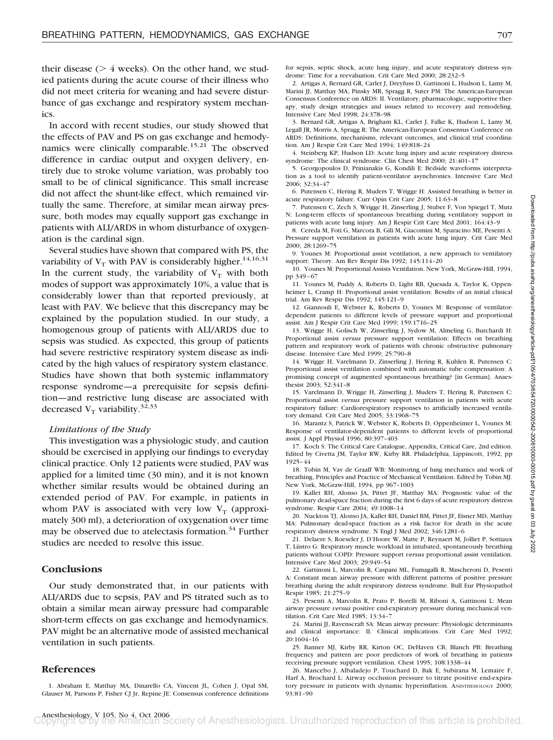their disease (> 4 weeks). On the other hand, we studied patients during the acute course of their illness who did not meet criteria for weaning and had severe disturbance of gas exchange and respiratory system mechanics.

In accord with recent studies, our study showed that the effects of PAV and PS on gas exchange and hemodynamics were clinically comparable.[15,21] The observed difference in cardiac output and oxygen delivery, entirely due to stroke volume variation, was probably too small to be of clinical significance. This small increase did not affect the shunt-like effect, which remained virtually the same. Therefore, at similar mean airway pressure, both modes may equally support gas exchange in patients with ALI/ARDS in whom disturbance of oxygenation is the cardinal sign.

Several studies have shown that compared with PS, the variability of $V_T$ with PAV is considerably higher.[14,16,31] In the current study, the variability of $V_T$ with both modes of support was approximately 10%, a value that is considerably lower than that reported previously, at least with PAV. We believe that this discrepancy may be explained by the population studied. In our study, a homogenous group of patients with ALI/ARDS due to sepsis was studied. As expected, this group of patients had severe restrictive respiratory system disease as indicated by the high values of respiratory system elastance. Studies have shown that both systemic inflammatory response syndrome—a prerequisite for sepsis definition—and restrictive lung disease are associated with decreased $V_T$ variability.[32,33]

### *Limitations of the Study*

This investigation was a physiologic study, and caution should be exercised in applying our findings to everyday clinical practice. Only 12 patients were studied, PAV was applied for a limited time (30 min), and it is not known whether similar results would be obtained during an extended period of PAV. For example, in patients in whom PAV is associated with very low $V_T$ (approximately 300 ml), a deterioration of oxygenation over time may be observed due to atelectasis formation.[34] Further studies are needed to resolve this issue.

## Conclusions

Our study demonstrated that, in our patients with ALI/ARDS due to sepsis, PAV and PS titrated such as to obtain a similar mean airway pressure had comparable short-term effects on gas exchange and hemodynamics. PAV might be an alternative mode of assisted mechanical ventilation in such patients.

## References

1. Abraham E, Matthay MA, Dinarello CA, Vincent JL, Cohen J, Opal SM, Glauser M, Parsons P, Fisher CJ Jr, Repine JE: Consensus conference definitions for sepsis, septic shock, acute lung injury, and acute respiratory distress syndrome: Time for a reevaluation. Crit Care Med 2000; 28:232–5

2. Artigas A, Bernard GR, Carlet J, Dreyfuss D, Gattinoni L, Hudson L, Lamy M, Marini JJ, Matthay MA, Pinsky MR, Spragg R, Suter PM: The American-European Consensus Conference on ARDS: II. Ventilatory, pharmacologic, supportive therapy, study design strategies and issues related to recovery and remodeling. Intensive Care Med 1998; 24:378–98

3. Bernard GR, Artigas A, Brigham KL, Carlet J, Falke K, Hudson L, Lamy M, Legall JR, Morris A, Spragg R: The American-European Consensus Conference on ARDS: Definitions, mechanisms, relevant outcomes, and clinical trial coordination. Am J Respir Crit Care Med 1994; 149:818–24

4. Steinberg KP, Hudson LD: Acute lung injury and acute respiratory distress syndrome: The clinical syndrome. Clin Chest Med 2000; 21:401–17

5. Georgopoulos D, Prinianakis G, Kondili E: Bedside waveforms interpretation as a tool to identify patient-ventilator asynchronies. Intensive Care Med 2006; 32:34–47

6. Putensen C, Hering R, Muders T, Wrigge H: Assisted breathing is better in acute respiratory failure. Curr Opin Crit Care 2005; 11:63–8

7. Putensen C, Zech S, Wrigge H, Zinserling J, Stuber F, Von Spiegel T, Mutz N: Long-term effects of spontaneous breathing during ventilatory support in patients with acute lung injury. Am J Respir Crit Care Med 2001; 164:43–9

8. Cereda M, Foti G, Marcora B, Gili M, Giacomini M, Sparacino ME, Pesenti A: Pressure support ventilation in patients with acute lung injury. Crit Care Med 2000; 28:1269–75

9. Younes M: Proportional assist ventilation, a new approach to ventilatory support: Theory. Am Rev Respir Dis 1992; 145:114–20

10. Younes M: Proportional Assists Ventilation. New York, McGraw-Hill, 1994, pp 349–67

11. Younes M, Puddy A, Roberts D, Light RB, Quesada A, Taylor K, Oppenheimer L, Cramp H: Proportional assist ventilation: Results of an initial clinical trial. Am Rev Respir Dis 1992; 145:121–9

12. Giannouli E, Webster K, Roberts D, Younes M: Response of ventilator-dependent patients to different levels of pressure support and proportional assist. Am J Respir Crit Care Med 1999; 159:1716–25

13. Wrigge H, Golisch W, Zinserling J, Sydow M, Almeling G, Burchardi H: Proportional assist *versus* pressure support ventilation: Effects on breathing pattern and respiratory work of patients with chronic obstructive pulmonary disease. Intensive Care Med 1999; 25:790–8

14. Wrigge H, Varelmann D, Zinserling J, Hering R, Kuhlen R, Putensen C: Proportional assist ventilation combined with automatic tube compensation: A promising concept of augmented spontaneous breathing? [in German]. Anaesthesist 2003; 52:341–8

15. Varelmann D, Wrigge H, Zinserling J, Muders T, Hering R, Putensen C: Proportional assist *versus* pressure support ventilation in patients with acute respiratory failure: Cardiorespiratory responses to artificially increased ventilatory demand. Crit Care Med 2005; 33:1968–75

16. Marantz S, Patrick W, Webster K, Roberts D, Oppenheimer L, Younes M: Response of ventilator-dependent patients to different levels of proportional assist. J Appl Physiol 1996; 80:397–403

17. Koch S: The Critical Care Catalogue, Appendix, Critical Care, 2nd edition. Edited by Civetta JM, Taylor RW, Kirby RR. Philadelphia, Lippincott, 1992, pp 1925–44

18. Tobin M, Vav de Graaff WB: Monitoring of lung mechanics and work of breathing, Principles and Practice of Mechanical Ventilation. Edited by Tobin MJ. New York, McGraw-Hill, 1994, pp 967–1003

19. Kallet RH, Alonso JA, Pittet JF, Matthay MA: Prognostic value of the pulmonary dead-space fraction during the first 6 days of acute respiratory distress syndrome. Respir Care 2004; 49:1008–14

20. Nuckton TJ, Alonso JA, Kallet RH, Daniel BM, Pittet JF, Eisner MD, Matthay MA: Pulmonary dead-space fraction as a risk factor for death in the acute respiratory distress syndrome. N Engl J Med 2002; 346:1281–6

21. Delaere S, Roeseler J, D'Hoore W, Matte P, Reynaert M, Jolliet P, Sottiaux T, Liistro G: Respiratory muscle workload in intubated, spontaneously breathing patients without COPD: Pressure support *versus* proportional assist ventilation. Intensive Care Med 2003; 29:949–54

22. Gattinoni L, Marcolin R, Caspani ML, Fumagalli R, Mascheroni D, Pesenti A: Constant mean airway pressure with different patterns of positive pressure breathing during the adult respiratory distress syndrome. Bull Eur Physiopathol Respir 1985; 21:275–9

23. Pesenti A, Marcolin R, Prato P, Borelli M, Riboni A, Gattinoni L: Mean airway pressure *versus* positive end-expiratory pressure during mechanical ventilation. Crit Care Med 1985; 13:34–7

24. Marini JJ, Ravenscraft SA: Mean airway pressure: Physiologic determinants and clinical importance: II. Clinical implications. Crit Care Med 1992; 20:1604–16

25. Banner MJ, Kirby RR, Kirton OC, DeHaven CB, Blanch PB: Breathing frequency and pattern are poor predictors of work of breathing in patients receiving pressure support ventilation. Chest 1995; 108:1338–44

26. Mancebo J, Albaladejo P, Touchard D, Bak E, Subirana M, Lemaire F, Harf A, Brochard L: Airway occlusion pressure to titrate positive end-expiratory pressure in patients with dynamic hyperinflation. Anesthesiology 2000; 93:81–90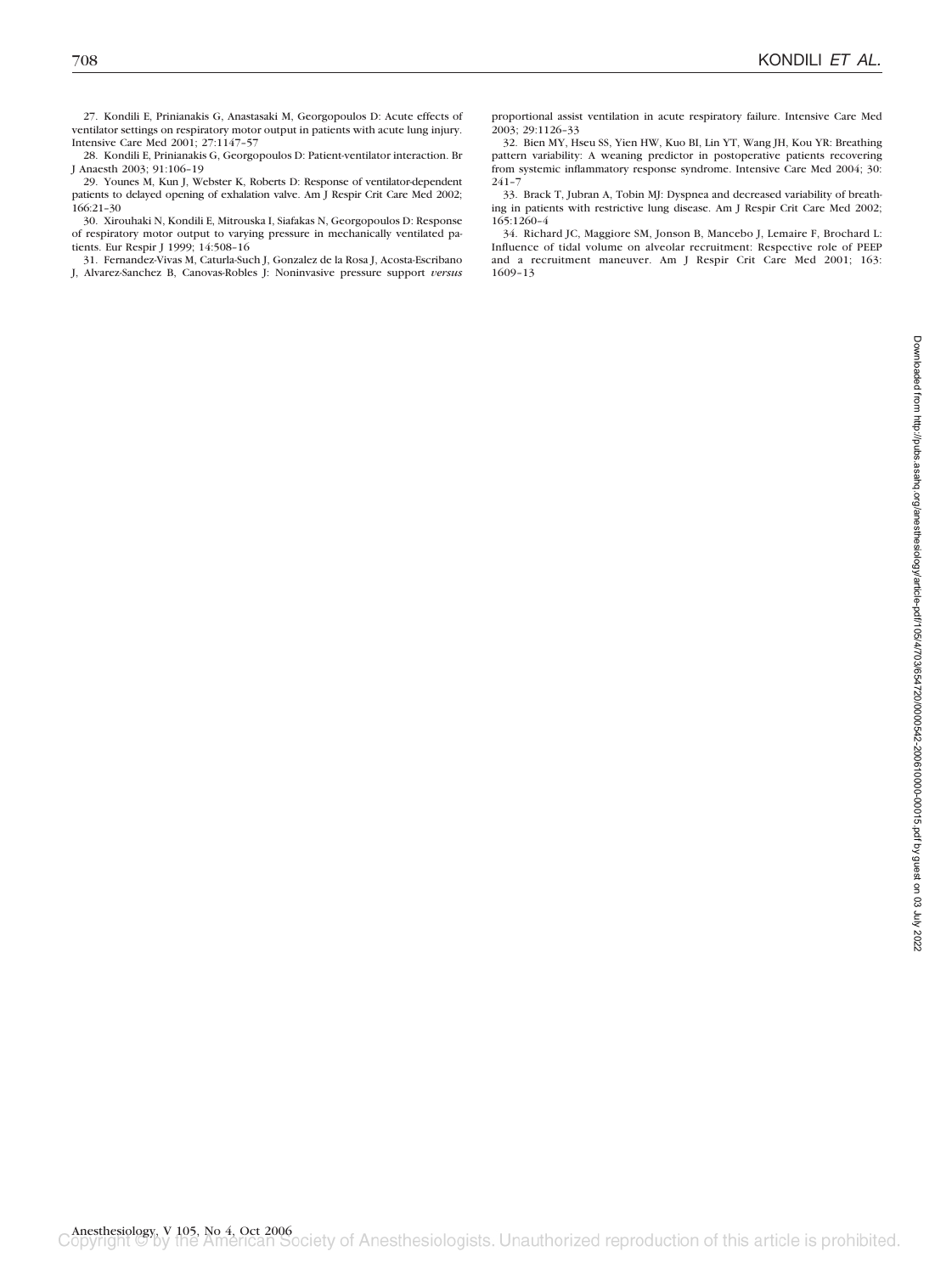27. Kondili E, Prinianakis G, Anastasaki M, Georgopoulos D: Acute effects of ventilator settings on respiratory motor output in patients with acute lung injury. Intensive Care Med 2001; 27:1147–57

28. Kondili E, Prinianakis G, Georgopoulos D: Patient-ventilator interaction. Br J Anaesth 2003; 91:106–19

29. Younes M, Kun J, Webster K, Roberts D: Response of ventilator-dependent patients to delayed opening of exhalation valve. Am J Respir Crit Care Med 2002; 166:21–30

30. Xirouhaki N, Kondili E, Mitrouska I, Siafakas N, Georgopoulos D: Response of respiratory motor output to varying pressure in mechanically ventilated patients. Eur Respir J 1999; 14:508–16

31. Fernandez-Vivas M, Caturla-Such J, Gonzalez de la Rosa J, Acosta-Escribano J, Alvarez-Sanchez B, Canovas-Robles J: Noninvasive pressure support *versus* proportional assist ventilation in acute respiratory failure. Intensive Care Med 2003; 29:1126–33

32. Bien MY, Hseu SS, Yien HW, Kuo BI, Lin YT, Wang JH, Kou YR: Breathing pattern variability: A weaning predictor in postoperative patients recovering from systemic inflammatory response syndrome. Intensive Care Med 2004; 30: 241–7

33. Brack T, Jubran A, Tobin MJ: Dyspnea and decreased variability of breathing in patients with restrictive lung disease. Am J Respir Crit Care Med 2002; 165:1260–4

34. Richard JC, Maggiore SM, Jonson B, Mancebo J, Lemaire F, Brochard L: Influence of tidal volume on alveolar recruitment: Respective role of PEEP and a recruitment maneuver. Am J Respir Crit Care Med 2001; 163: 1609–13